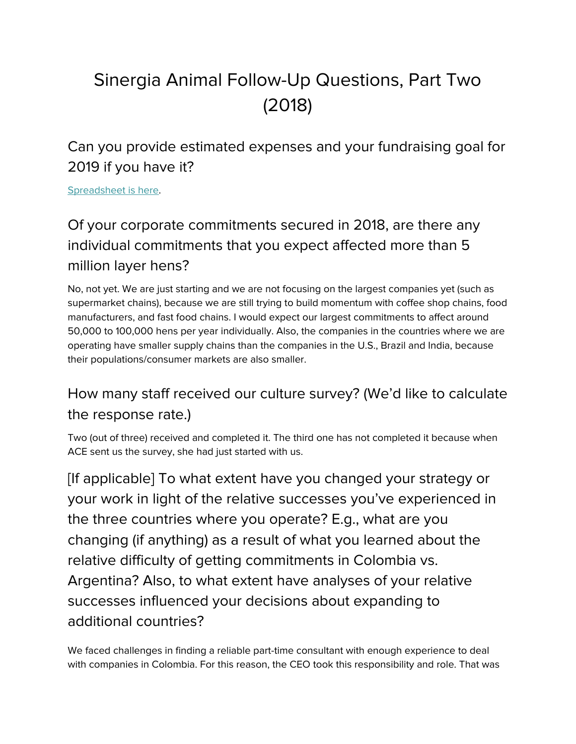# Sinergia Animal Follow-Up Questions, Part Two (2018)

## Can you provide estimated expenses and your fundraising goal for 2019 if you have it?

[Spreadsheet is here](#).

## Of your corporate commitments secured in 2018, are there any individual commitments that you expect affected more than 5 million layer hens?

No, not yet. We are just starting and we are not focusing on the largest companies yet (such as supermarket chains), because we are still trying to build momentum with coffee shop chains, food manufacturers, and fast food chains. I would expect our largest commitments to affect around 50,000 to 100,000 hens per year individually. Also, the companies in the countries where we are operating have smaller supply chains than the companies in the U.S., Brazil and India, because their populations/consumer markets are also smaller.

## How many staff received our culture survey? (We'd like to calculate the response rate.)

Two (out of three) received and completed it. The third one has not completed it because when ACE sent us the survey, she had just started with us.

## [If applicable] To what extent have you changed your strategy or your work in light of the relative successes you've experienced in the three countries where you operate? E.g., what are you changing (if anything) as a result of what you learned about the relative difficulty of getting commitments in Colombia vs. Argentina? Also, to what extent have analyses of your relative successes influenced your decisions about expanding to additional countries?

We faced challenges in finding a reliable part-time consultant with enough experience to deal with companies in Colombia. For this reason, the CEO took this responsibility and role. That was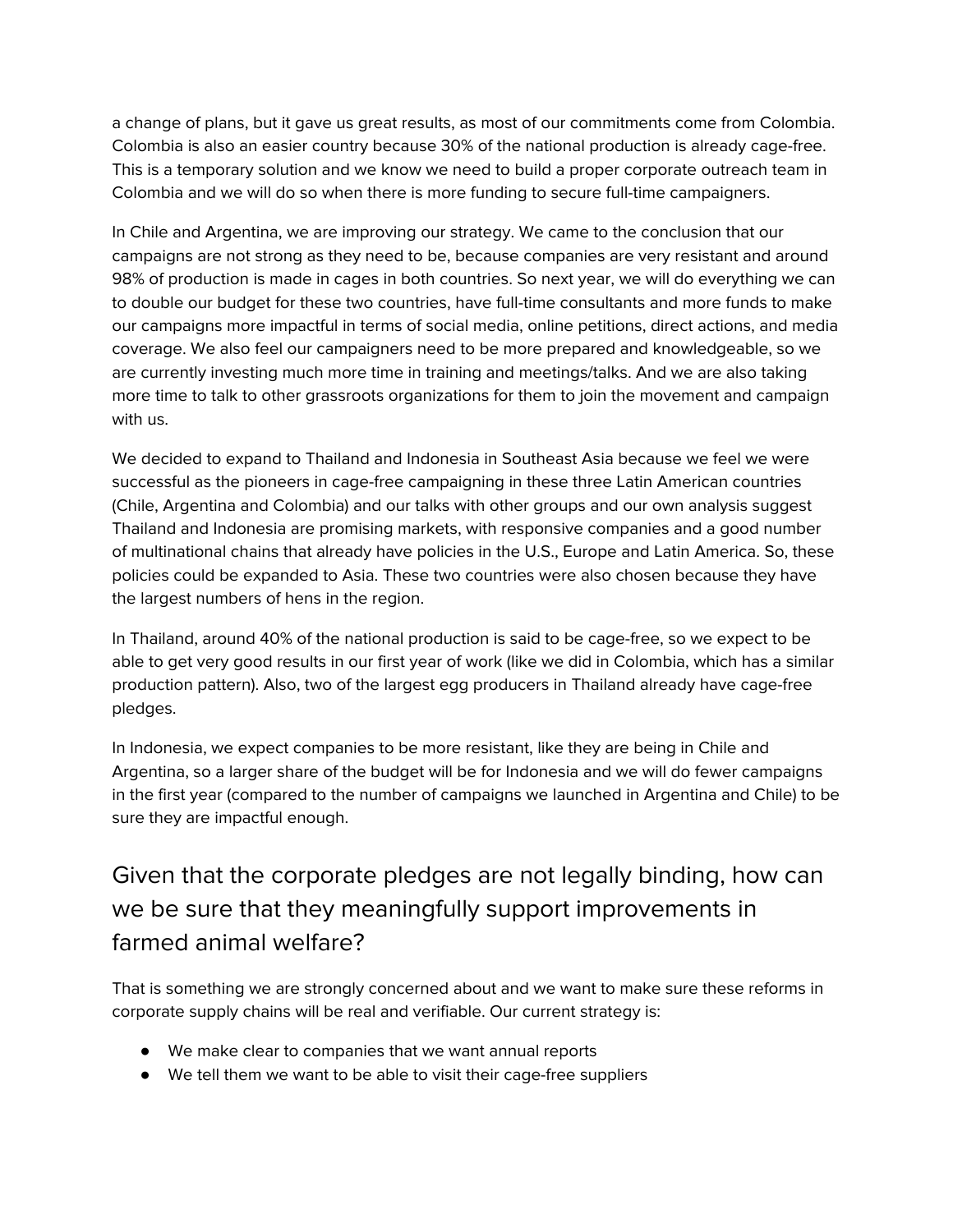a change of plans, but it gave us great results, as most of our commitments come from Colombia. Colombia is also an easier country because 30% of the national production is already cage-free. This is a temporary solution and we know we need to build a proper corporate outreach team in Colombia and we will do so when there is more funding to secure full-time campaigners.

In Chile and Argentina, we are improving our strategy. We came to the conclusion that our campaigns are not strong as they need to be, because companies are very resistant and around 98% of production is made in cages in both countries. So next year, we will do everything we can to double our budget for these two countries, have full-time consultants and more funds to make our campaigns more impactful in terms of social media, online petitions, direct actions, and media coverage. We also feel our campaigners need to be more prepared and knowledgeable, so we are currently investing much more time in training and meetings/talks. And we are also taking more time to talk to other grassroots organizations for them to join the movement and campaign with us.

We decided to expand to Thailand and Indonesia in Southeast Asia because we feel we were successful as the pioneers in cage-free campaigning in these three Latin American countries (Chile, Argentina and Colombia) and our talks with other groups and our own analysis suggest Thailand and Indonesia are promising markets, with responsive companies and a good number of multinational chains that already have policies in the U.S., Europe and Latin America. So, these policies could be expanded to Asia. These two countries were also chosen because they have the largest numbers of hens in the region.

In Thailand, around 40% of the national production is said to be cage-free, so we expect to be able to get very good results in our first year of work (like we did in Colombia, which has a similar production pattern). Also, two of the largest egg producers in Thailand already have cage-free pledges.

In Indonesia, we expect companies to be more resistant, like they are being in Chile and Argentina, so a larger share of the budget will be for Indonesia and we will do fewer campaigns in the first year (compared to the number of campaigns we launched in Argentina and Chile) to be sure they are impactful enough.

## Given that the corporate pledges are not legally binding, how can we be sure that they meaningfully support improvements in farmed animal welfare?

That is something we are strongly concerned about and we want to make sure these reforms in corporate supply chains will be real and verifiable. Our current strategy is:

- We make clear to companies that we want annual reports
- We tell them we want to be able to visit their cage-free suppliers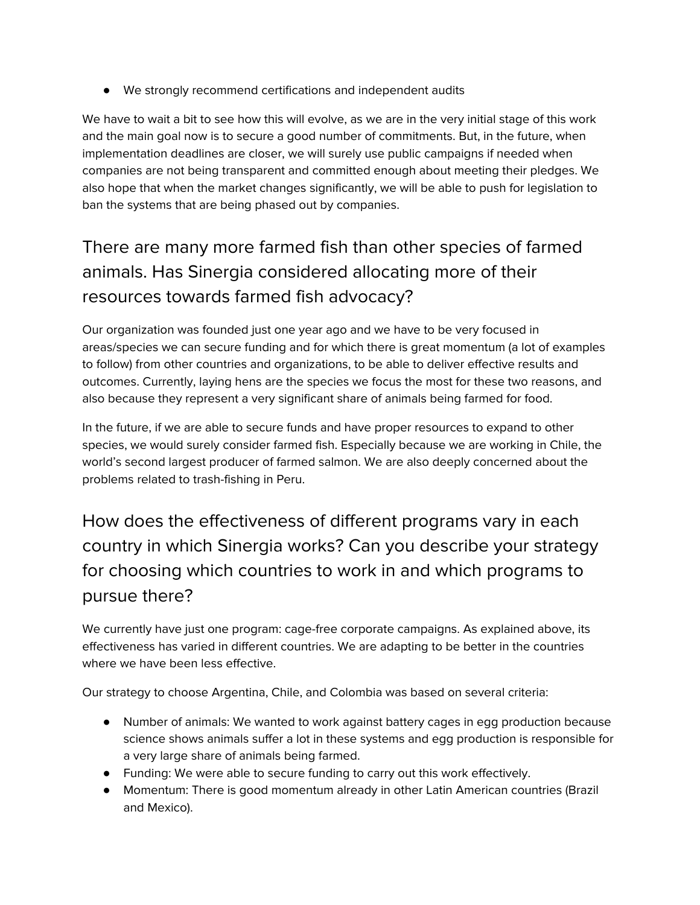- We strongly recommend certifications and independent audits

We have to wait a bit to see how this will evolve, as we are in the very initial stage of this work and the main goal now is to secure a good number of commitments. But, in the future, when implementation deadlines are closer, we will surely use public campaigns if needed when companies are not being transparent and committed enough about meeting their pledges. We also hope that when the market changes significantly, we will be able to push for legislation to ban the systems that are being phased out by companies.

## There are many more farmed fish than other species of farmed animals. Has Sinergia considered allocating more of their resources towards farmed fish advocacy?

Our organization was founded just one year ago and we have to be very focused in areas/species we can secure funding and for which there is great momentum (a lot of examples to follow) from other countries and organizations, to be able to deliver effective results and outcomes. Currently, laying hens are the species we focus the most for these two reasons, and also because they represent a very significant share of animals being farmed for food.

In the future, if we are able to secure funds and have proper resources to expand to other species, we would surely consider farmed fish. Especially because we are working in Chile, the world's second largest producer of farmed salmon. We are also deeply concerned about the problems related to trash-fishing in Peru.

## How does the effectiveness of different programs vary in each country in which Sinergia works? Can you describe your strategy for choosing which countries to work in and which programs to pursue there?

We currently have just one program: cage-free corporate campaigns. As explained above, its effectiveness has varied in different countries. We are adapting to be better in the countries where we have been less effective.

Our strategy to choose Argentina, Chile, and Colombia was based on several criteria:

- Number of animals: We wanted to work against battery cages in egg production because science shows animals suffer a lot in these systems and egg production is responsible for a very large share of animals being farmed.
- Funding: We were able to secure funding to carry out this work effectively.
- Momentum: There is good momentum already in other Latin American countries (Brazil and Mexico).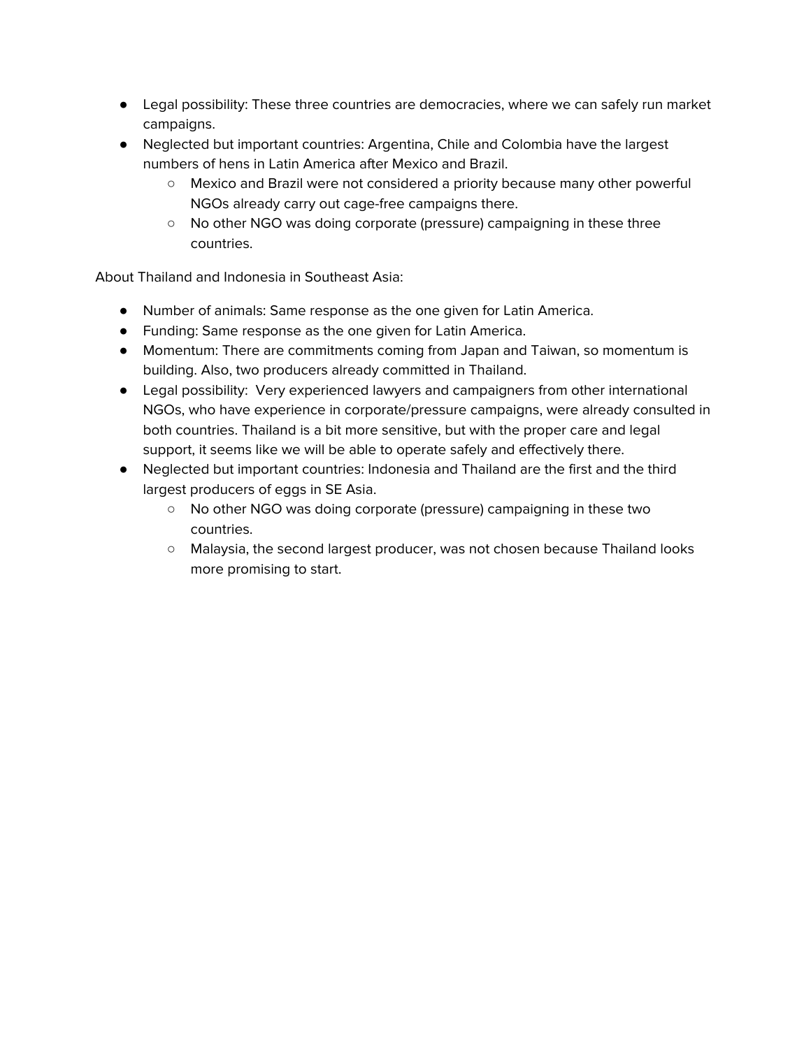- Legal possibility: These three countries are democracies, where we can safely run market campaigns.
- Neglected but important countries: Argentina, Chile and Colombia have the largest numbers of hens in Latin America after Mexico and Brazil.
    - Mexico and Brazil were not considered a priority because many other powerful NGOs already carry out cage-free campaigns there.
    - No other NGO was doing corporate (pressure) campaigning in these three countries.

About Thailand and Indonesia in Southeast Asia:

- Number of animals: Same response as the one given for Latin America.
- Funding: Same response as the one given for Latin America.
- Momentum: There are commitments coming from Japan and Taiwan, so momentum is building. Also, two producers already committed in Thailand.
- Legal possibility: Very experienced lawyers and campaigners from other international NGOs, who have experience in corporate/pressure campaigns, were already consulted in both countries. Thailand is a bit more sensitive, but with the proper care and legal support, it seems like we will be able to operate safely and effectively there.
- Neglected but important countries: Indonesia and Thailand are the first and the third largest producers of eggs in SE Asia.
    - No other NGO was doing corporate (pressure) campaigning in these two countries.
    - Malaysia, the second largest producer, was not chosen because Thailand looks more promising to start.